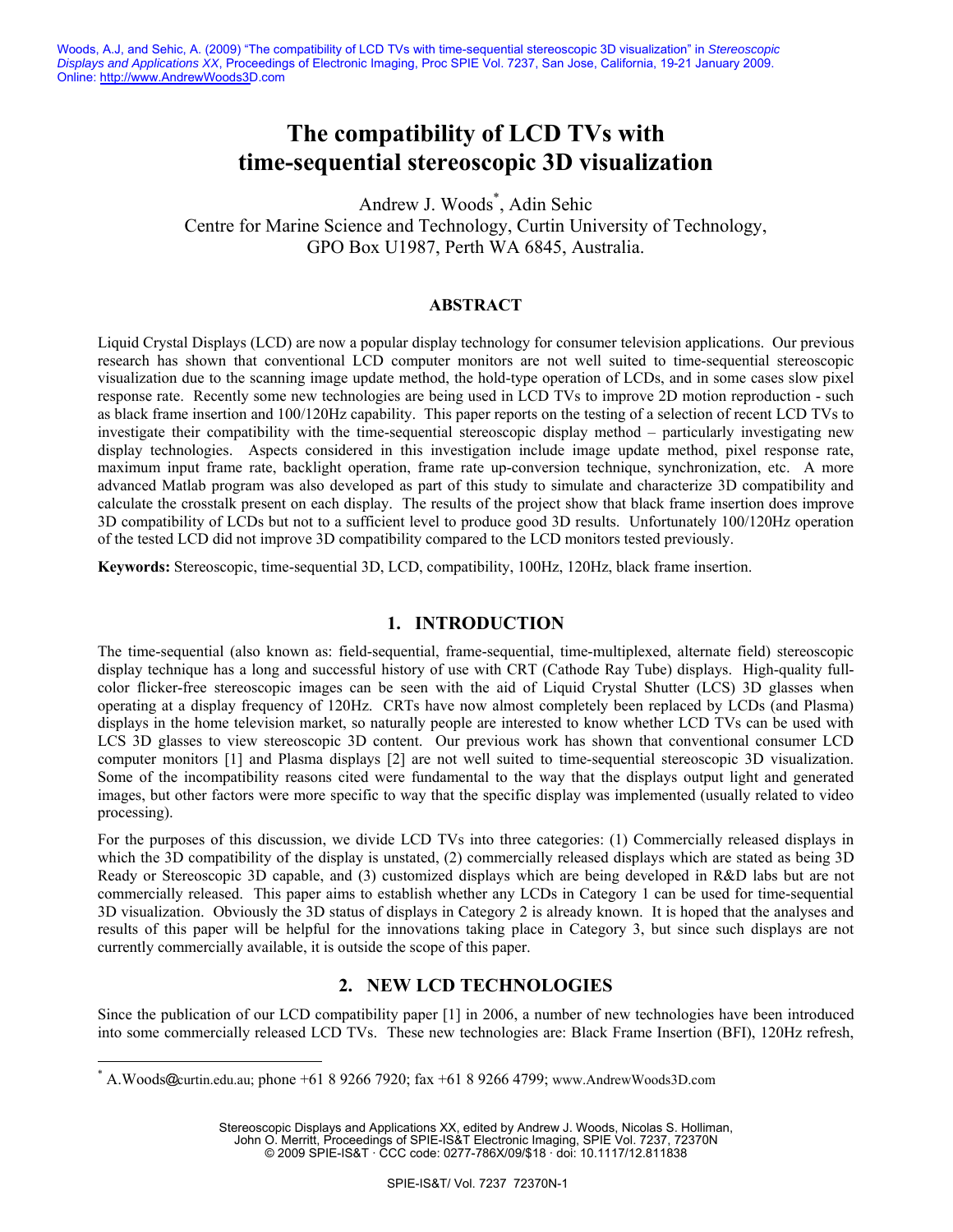Woods, A.J, and Sehic, A. (2009) "The compatibility of LCD TVs with time-sequential stereoscopic 3D visualization" in *Stereoscopic Displays and Applications XX*, Proceedings of Electronic Imaging, Proc SPIE Vol. 7237, San Jose, California, 19-21 January 2009. Online: http://www.AndrewWoods3D.com

# The compatibility of LCD TVs with time-sequential stereoscopic 3D visualization

Andrew J. Woods[*], Adin Sehic
Centre for Marine Science and Technology, Curtin University of Technology,
GPO Box U1987, Perth WA 6845, Australia.

## ABSTRACT

Liquid Crystal Displays (LCD) are now a popular display technology for consumer television applications. Our previous research has shown that conventional LCD computer monitors are not well suited to time-sequential stereoscopic visualization due to the scanning image update method, the hold-type operation of LCDs, and in some cases slow pixel response rate. Recently some new technologies are being used in LCD TVs to improve 2D motion reproduction - such as black frame insertion and 100/120Hz capability. This paper reports on the testing of a selection of recent LCD TVs to investigate their compatibility with the time-sequential stereoscopic display method – particularly investigating new display technologies. Aspects considered in this investigation include image update method, pixel response rate, maximum input frame rate, backlight operation, frame rate up-conversion technique, synchronization, etc. A more advanced Matlab program was also developed as part of this study to simulate and characterize 3D compatibility and calculate the crosstalk present on each display. The results of the project show that black frame insertion does improve 3D compatibility of LCDs but not to a sufficient level to produce good 3D results. Unfortunately 100/120Hz operation of the tested LCD did not improve 3D compatibility compared to the LCD monitors tested previously.

**Keywords:** Stereoscopic, time-sequential 3D, LCD, compatibility, 100Hz, 120Hz, black frame insertion.

## 1. INTRODUCTION

The time-sequential (also known as: field-sequential, frame-sequential, time-multiplexed, alternate field) stereoscopic display technique has a long and successful history of use with CRT (Cathode Ray Tube) displays. High-quality full-color flicker-free stereoscopic images can be seen with the aid of Liquid Crystal Shutter (LCS) 3D glasses when operating at a display frequency of 120Hz. CRTs have now almost completely been replaced by LCDs (and Plasma) displays in the home television market, so naturally people are interested to know whether LCD TVs can be used with LCS 3D glasses to view stereoscopic 3D content. Our previous work has shown that conventional consumer LCD computer monitors [1] and Plasma displays [2] are not well suited to time-sequential stereoscopic 3D visualization. Some of the incompatibility reasons cited were fundamental to the way that the displays output light and generated images, but other factors were more specific to way that the specific display was implemented (usually related to video processing).

For the purposes of this discussion, we divide LCD TVs into three categories: (1) Commercially released displays in which the 3D compatibility of the display is unstated, (2) commercially released displays which are stated as being 3D Ready or Stereoscopic 3D capable, and (3) customized displays which are being developed in R&D labs but are not commercially released. This paper aims to establish whether any LCDs in Category 1 can be used for time-sequential 3D visualization. Obviously the 3D status of displays in Category 2 is already known. It is hoped that the analyses and results of this paper will be helpful for the innovations taking place in Category 3, but since such displays are not currently commercially available, it is outside the scope of this paper.

## 2. NEW LCD TECHNOLOGIES

Since the publication of our LCD compatibility paper [1] in 2006, a number of new technologies have been introduced into some commercially released LCD TVs. These new technologies are: Black Frame Insertion (BFI), 120Hz refresh,

[*] A.Woods@curtin.edu.au; phone +61 8 9266 7920; fax +61 8 9266 4799; www.AndrewWoods3D.com

Stereoscopic Displays and Applications XX, edited by Andrew J. Woods, Nicolas S. Holliman, John O. Merritt, Proceedings of SPIE-IS&T Electronic Imaging, SPIE Vol. 7237, 72370N
© 2009 SPIE-IS&T · CCC code: 0277-786X/09/$18 · doi: 10.1117/12.811838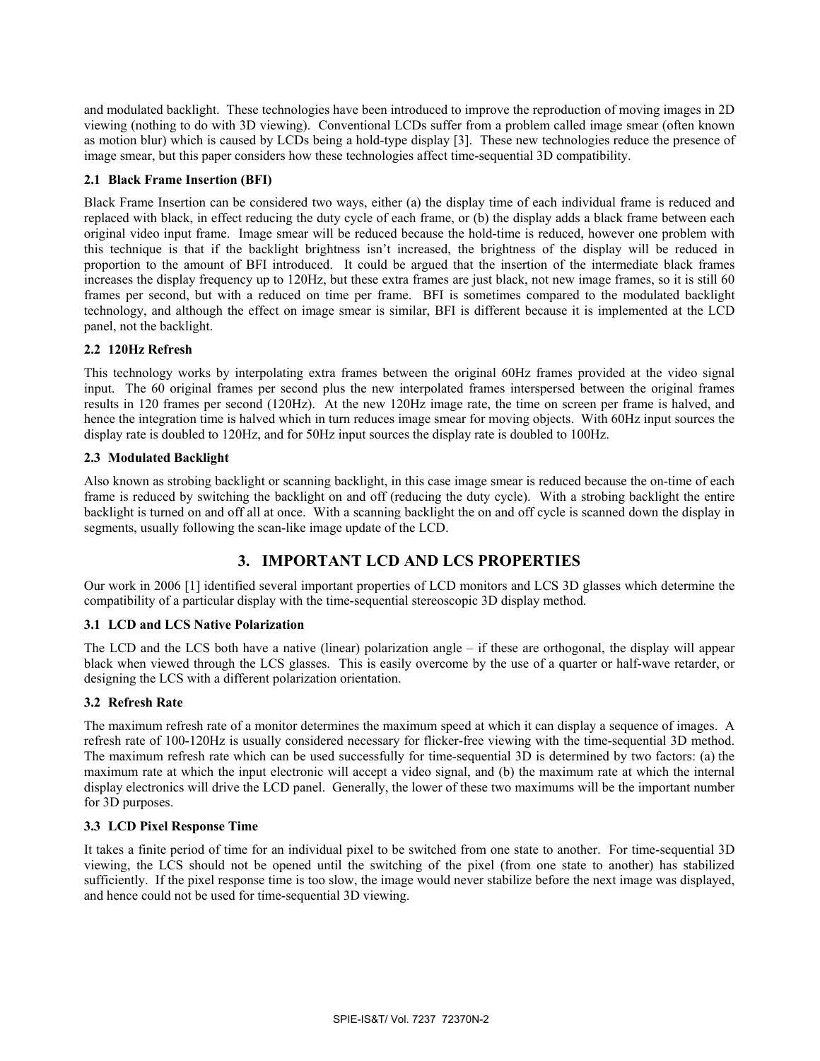and modulated backlight. These technologies have been introduced to improve the reproduction of moving images in 2D viewing (nothing to do with 3D viewing). Conventional LCDs suffer from a problem called image smear (often known as motion blur) which is caused by LCDs being a hold-type display [3]. These new technologies reduce the presence of image smear, but this paper considers how these technologies affect time-sequential 3D compatibility.

### 2.1 Black Frame Insertion (BFI)

Black Frame Insertion can be considered two ways, either (a) the display time of each individual frame is reduced and replaced with black, in effect reducing the duty cycle of each frame, or (b) the display adds a black frame between each original video input frame. Image smear will be reduced because the hold-time is reduced, however one problem with this technique is that if the backlight brightness isn't increased, the brightness of the display will be reduced in proportion to the amount of BFI introduced. It could be argued that the insertion of the intermediate black frames increases the display frequency up to 120Hz, but these extra frames are just black, not new image frames, so it is still 60 frames per second, but with a reduced on time per frame. BFI is sometimes compared to the modulated backlight technology, and although the effect on image smear is similar, BFI is different because it is implemented at the LCD panel, not the backlight.

### 2.2 120Hz Refresh

This technology works by interpolating extra frames between the original 60Hz frames provided at the video signal input. The 60 original frames per second plus the new interpolated frames interspersed between the original frames results in 120 frames per second (120Hz). At the new 120Hz image rate, the time on screen per frame is halved, and hence the integration time is halved which in turn reduces image smear for moving objects. With 60Hz input sources the display rate is doubled to 120Hz, and for 50Hz input sources the display rate is doubled to 100Hz.

### 2.3 Modulated Backlight

Also known as strobing backlight or scanning backlight, in this case image smear is reduced because the on-time of each frame is reduced by switching the backlight on and off (reducing the duty cycle). With a strobing backlight the entire backlight is turned on and off all at once. With a scanning backlight the on and off cycle is scanned down the display in segments, usually following the scan-like image update of the LCD.

## 3. IMPORTANT LCD AND LCS PROPERTIES

Our work in 2006 [1] identified several important properties of LCD monitors and LCS 3D glasses which determine the compatibility of a particular display with the time-sequential stereoscopic 3D display method.

### 3.1 LCD and LCS Native Polarization

The LCD and the LCS both have a native (linear) polarization angle – if these are orthogonal, the display will appear black when viewed through the LCS glasses. This is easily overcome by the use of a quarter or half-wave retarder, or designing the LCS with a different polarization orientation.

### 3.2 Refresh Rate

The maximum refresh rate of a monitor determines the maximum speed at which it can display a sequence of images. A refresh rate of 100-120Hz is usually considered necessary for flicker-free viewing with the time-sequential 3D method. The maximum refresh rate which can be used successfully for time-sequential 3D is determined by two factors: (a) the maximum rate at which the input electronic will accept a video signal, and (b) the maximum rate at which the internal display electronics will drive the LCD panel. Generally, the lower of these two maximums will be the important number for 3D purposes.

### 3.3 LCD Pixel Response Time

It takes a finite period of time for an individual pixel to be switched from one state to another. For time-sequential 3D viewing, the LCS should not be opened until the switching of the pixel (from one state to another) has stabilized sufficiently. If the pixel response time is too slow, the image would never stabilize before the next image was displayed, and hence could not be used for time-sequential 3D viewing.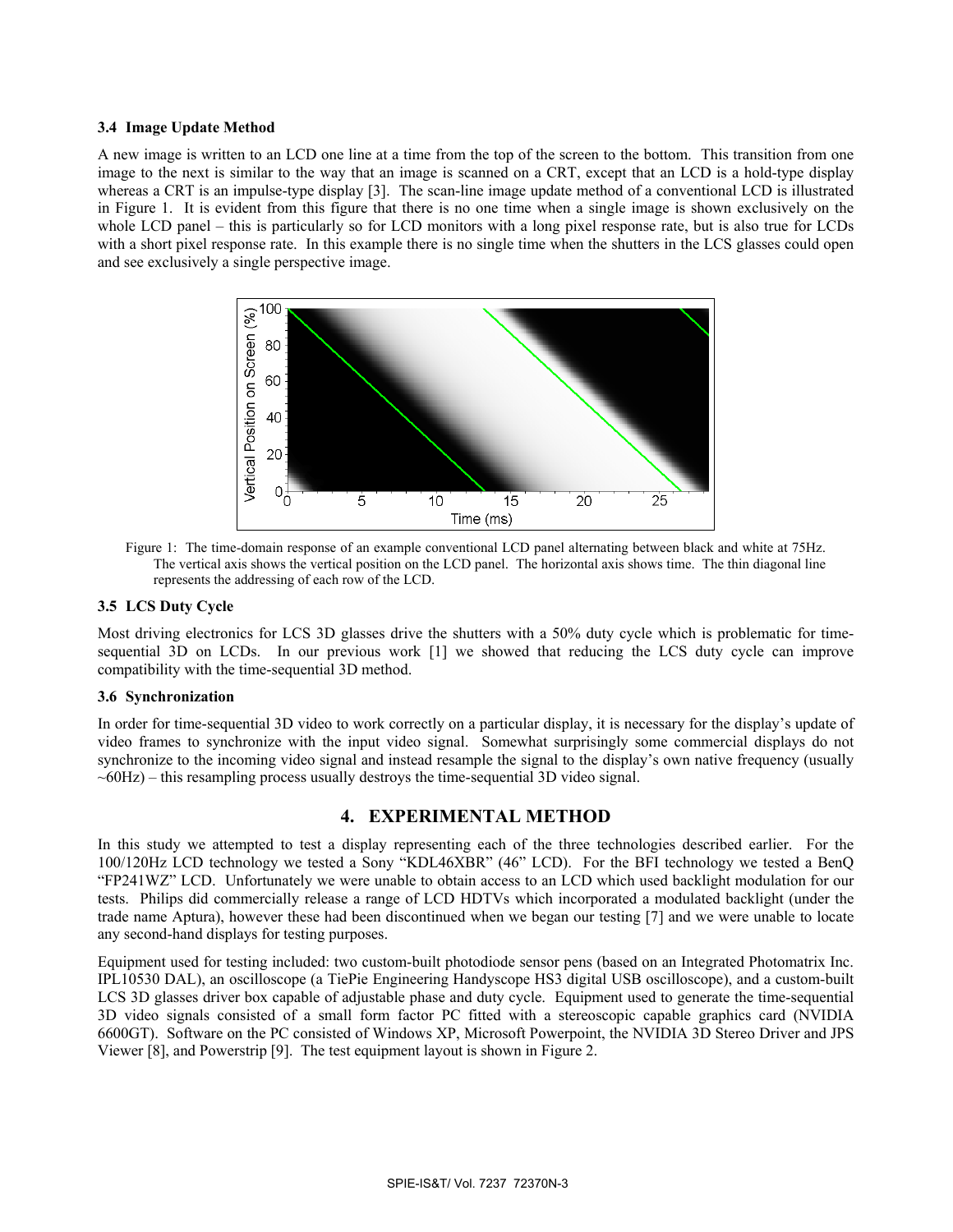### 3.4 Image Update Method

A new image is written to an LCD one line at a time from the top of the screen to the bottom. This transition from one image to the next is similar to the way that an image is scanned on a CRT, except that an LCD is a hold-type display whereas a CRT is an impulse-type display [3]. The scan-line image update method of a conventional LCD is illustrated in Figure 1. It is evident from this figure that there is no one time when a single image is shown exclusively on the whole LCD panel – this is particularly so for LCD monitors with a long pixel response rate, but is also true for LCDs with a short pixel response rate. In this example there is no single time when the shutters in the LCS glasses could open and see exclusively a single perspective image.

Figure 1: The time-domain response of an example conventional LCD panel alternating between black and white at 75Hz. The vertical axis shows the vertical position on the LCD panel. The horizontal axis shows time. The thin diagonal line represents the addressing of each row of the LCD.

### 3.5 LCS Duty Cycle

Most driving electronics for LCS 3D glasses drive the shutters with a 50% duty cycle which is problematic for time-sequential 3D on LCDs. In our previous work [1] we showed that reducing the LCS duty cycle can improve compatibility with the time-sequential 3D method.

### 3.6 Synchronization

In order for time-sequential 3D video to work correctly on a particular display, it is necessary for the display's update of video frames to synchronize with the input video signal. Somewhat surprisingly some commercial displays do not synchronize to the incoming video signal and instead resample the signal to the display's own native frequency (usually ~60Hz) – this resampling process usually destroys the time-sequential 3D video signal.

## 4. EXPERIMENTAL METHOD

In this study we attempted to test a display representing each of the three technologies described earlier. For the 100/120Hz LCD technology we tested a Sony "KDL46XBR" (46" LCD). For the BFI technology we tested a BenQ "FP241WZ" LCD. Unfortunately we were unable to obtain access to an LCD which used backlight modulation for our tests. Philips did commercially release a range of LCD HDTVs which incorporated a modulated backlight (under the trade name Aptura), however these had been discontinued when we began our testing [7] and we were unable to locate any second-hand displays for testing purposes.

Equipment used for testing included: two custom-built photodiode sensor pens (based on an Integrated Photomatrix Inc. IPL10530 DAL), an oscilloscope (a TiePie Engineering Handyscope HS3 digital USB oscilloscope), and a custom-built LCS 3D glasses driver box capable of adjustable phase and duty cycle. Equipment used to generate the time-sequential 3D video signals consisted of a small form factor PC fitted with a stereoscopic capable graphics card (NVIDIA 6600GT). Software on the PC consisted of Windows XP, Microsoft Powerpoint, the NVIDIA 3D Stereo Driver and JPS Viewer [8], and Powerstrip [9]. The test equipment layout is shown in Figure 2.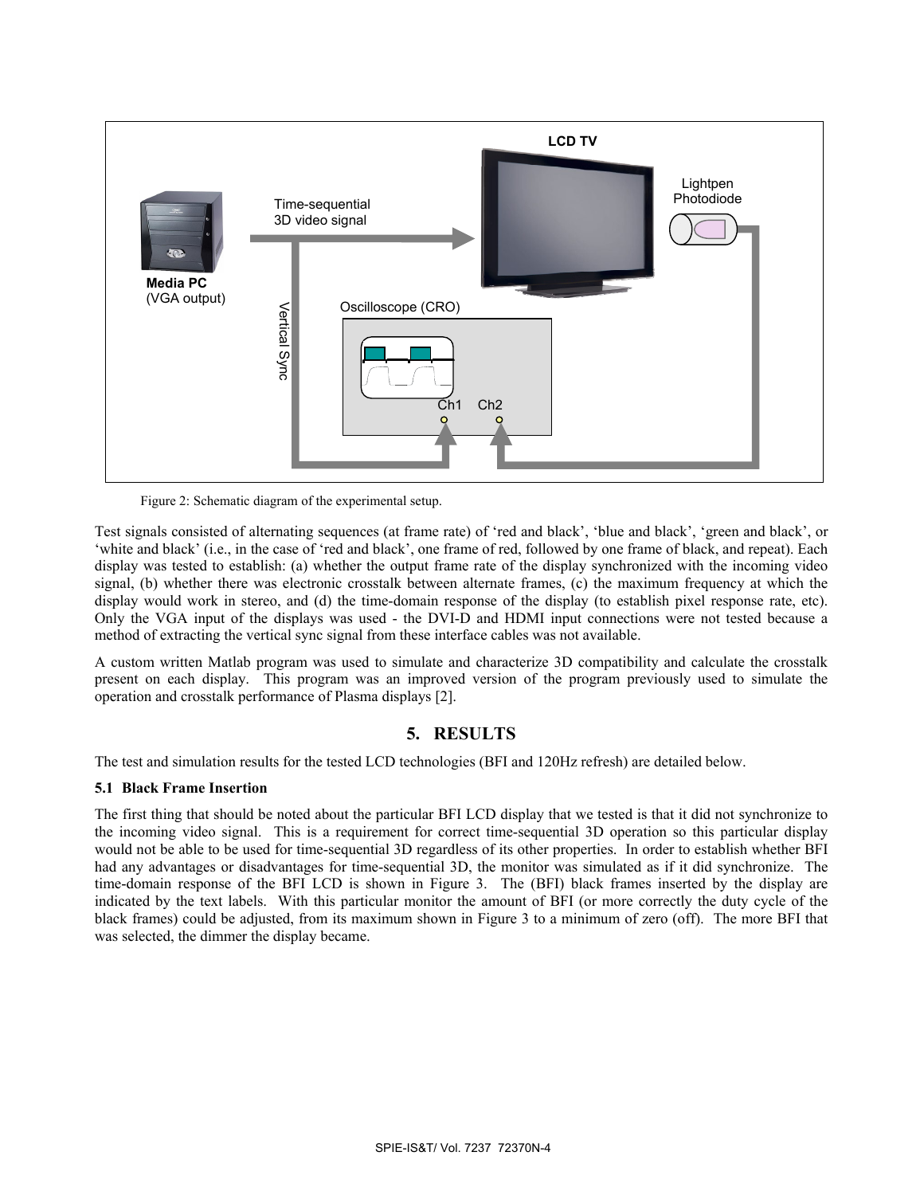Figure 2: Schematic diagram of the experimental setup.

Test signals consisted of alternating sequences (at frame rate) of 'red and black', 'blue and black', 'green and black', or 'white and black' (i.e., in the case of 'red and black', one frame of red, followed by one frame of black, and repeat). Each display was tested to establish: (a) whether the output frame rate of the display synchronized with the incoming video signal, (b) whether there was electronic crosstalk between alternate frames, (c) the maximum frequency at which the display would work in stereo, and (d) the time-domain response of the display (to establish pixel response rate, etc). Only the VGA input of the displays was used - the DVI-D and HDMI input connections were not tested because a method of extracting the vertical sync signal from these interface cables was not available.

A custom written Matlab program was used to simulate and characterize 3D compatibility and calculate the crosstalk present on each display. This program was an improved version of the program previously used to simulate the operation and crosstalk performance of Plasma displays [2].

# 5. RESULTS

The test and simulation results for the tested LCD technologies (BFI and 120Hz refresh) are detailed below.

## 5.1 Black Frame Insertion

The first thing that should be noted about the particular BFI LCD display that we tested is that it did not synchronize to the incoming video signal. This is a requirement for correct time-sequential 3D operation so this particular display would not be able to be used for time-sequential 3D regardless of its other properties. In order to establish whether BFI had any advantages or disadvantages for time-sequential 3D, the monitor was simulated as if it did synchronize. The time-domain response of the BFI LCD is shown in Figure 3. The (BFI) black frames inserted by the display are indicated by the text labels. With this particular monitor the amount of BFI (or more correctly the duty cycle of the black frames) could be adjusted, from its maximum shown in Figure 3 to a minimum of zero (off). The more BFI that was selected, the dimmer the display became.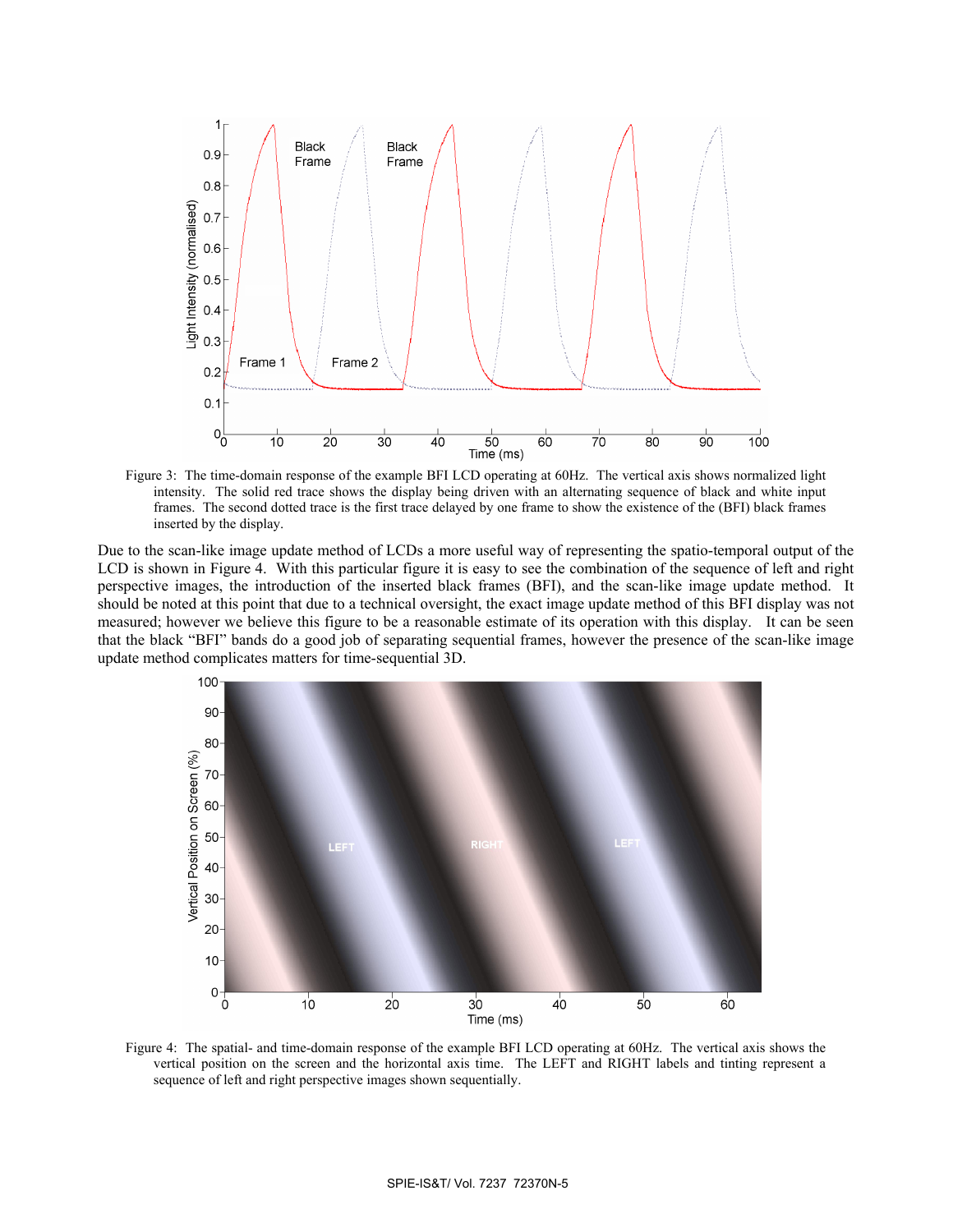Figure 3: The time-domain response of the example BFI LCD operating at 60Hz. The vertical axis shows normalized light intensity. The solid red trace shows the display being driven with an alternating sequence of black and white input frames. The second dotted trace is the first trace delayed by one frame to show the existence of the (BFI) black frames inserted by the display.

Due to the scan-like image update method of LCDs a more useful way of representing the spatio-temporal output of the LCD is shown in Figure 4. With this particular figure it is easy to see the combination of the sequence of left and right perspective images, the introduction of the inserted black frames (BFI), and the scan-like image update method. It should be noted at this point that due to a technical oversight, the exact image update method of this BFI display was not measured; however we believe this figure to be a reasonable estimate of its operation with this display. It can be seen that the black "BFI" bands do a good job of separating sequential frames, however the presence of the scan-like image update method complicates matters for time-sequential 3D.

Figure 4: The spatial- and time-domain response of the example BFI LCD operating at 60Hz. The vertical axis shows the vertical position on the screen and the horizontal axis time. The LEFT and RIGHT labels and tinting represent a sequence of left and right perspective images shown sequentially.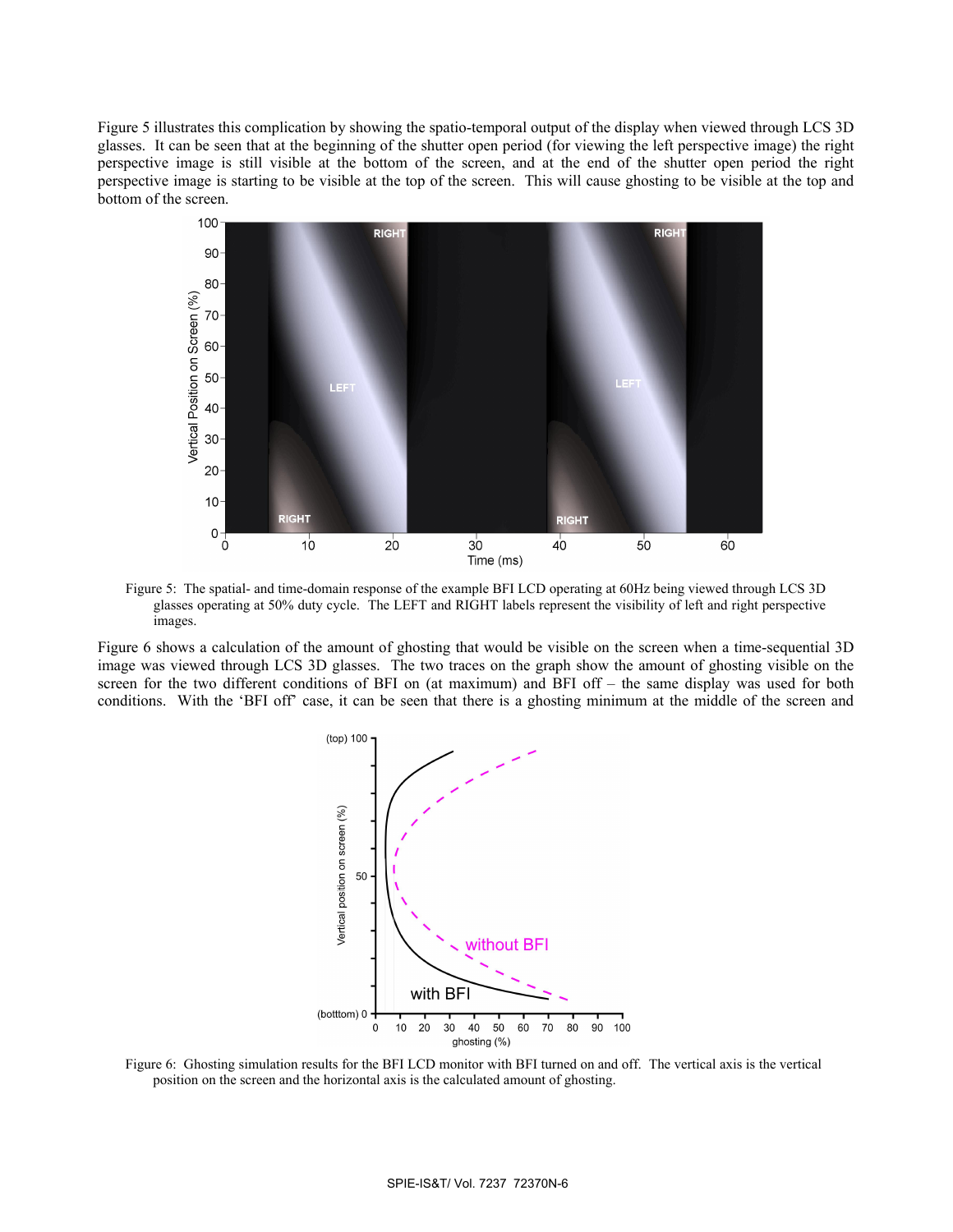Figure 5 illustrates this complication by showing the spatio-temporal output of the display when viewed through LCS 3D glasses. It can be seen that at the beginning of the shutter open period (for viewing the left perspective image) the right perspective image is still visible at the bottom of the screen, and at the end of the shutter open period the right perspective image is starting to be visible at the top of the screen. This will cause ghosting to be visible at the top and bottom of the screen.

Figure 5: The spatial- and time-domain response of the example BFI LCD operating at 60Hz being viewed through LCS 3D glasses operating at 50% duty cycle. The LEFT and RIGHT labels represent the visibility of left and right perspective images.

Figure 6 shows a calculation of the amount of ghosting that would be visible on the screen when a time-sequential 3D image was viewed through LCS 3D glasses. The two traces on the graph show the amount of ghosting visible on the screen for the two different conditions of BFI on (at maximum) and BFI off – the same display was used for both conditions. With the 'BFI off' case, it can be seen that there is a ghosting minimum at the middle of the screen and

Figure 6: Ghosting simulation results for the BFI LCD monitor with BFI turned on and off. The vertical axis is the vertical position on the screen and the horizontal axis is the calculated amount of ghosting.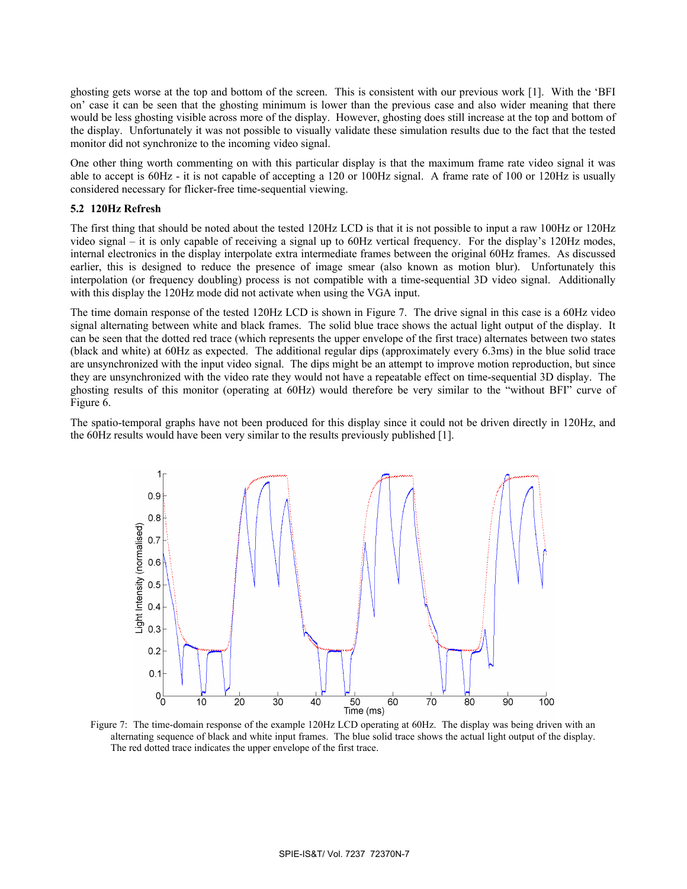ghosting gets worse at the top and bottom of the screen. This is consistent with our previous work [1]. With the 'BFI on' case it can be seen that the ghosting minimum is lower than the previous case and also wider meaning that there would be less ghosting visible across more of the display. However, ghosting does still increase at the top and bottom of the display. Unfortunately it was not possible to visually validate these simulation results due to the fact that the tested monitor did not synchronize to the incoming video signal.

One other thing worth commenting on with this particular display is that the maximum frame rate video signal it was able to accept is 60Hz - it is not capable of accepting a 120 or 100Hz signal. A frame rate of 100 or 120Hz is usually considered necessary for flicker-free time-sequential viewing.

### 5.2 120Hz Refresh

The first thing that should be noted about the tested 120Hz LCD is that it is not possible to input a raw 100Hz or 120Hz video signal – it is only capable of receiving a signal up to 60Hz vertical frequency. For the display's 120Hz modes, internal electronics in the display interpolate extra intermediate frames between the original 60Hz frames. As discussed earlier, this is designed to reduce the presence of image smear (also known as motion blur). Unfortunately this interpolation (or frequency doubling) process is not compatible with a time-sequential 3D video signal. Additionally with this display the 120Hz mode did not activate when using the VGA input.

The time domain response of the tested 120Hz LCD is shown in Figure 7. The drive signal in this case is a 60Hz video signal alternating between white and black frames. The solid blue trace shows the actual light output of the display. It can be seen that the dotted red trace (which represents the upper envelope of the first trace) alternates between two states (black and white) at 60Hz as expected. The additional regular dips (approximately every 6.3ms) in the blue solid trace are unsynchronized with the input video signal. The dips might be an attempt to improve motion reproduction, but since they are unsynchronized with the video rate they would not have a repeatable effect on time-sequential 3D display. The ghosting results of this monitor (operating at 60Hz) would therefore be very similar to the "without BFI" curve of Figure 6.

The spatio-temporal graphs have not been produced for this display since it could not be driven directly in 120Hz, and the 60Hz results would have been very similar to the results previously published [1].

Figure 7: The time-domain response of the example 120Hz LCD operating at 60Hz. The display was being driven with an alternating sequence of black and white input frames. The blue solid trace shows the actual light output of the display. The red dotted trace indicates the upper envelope of the first trace.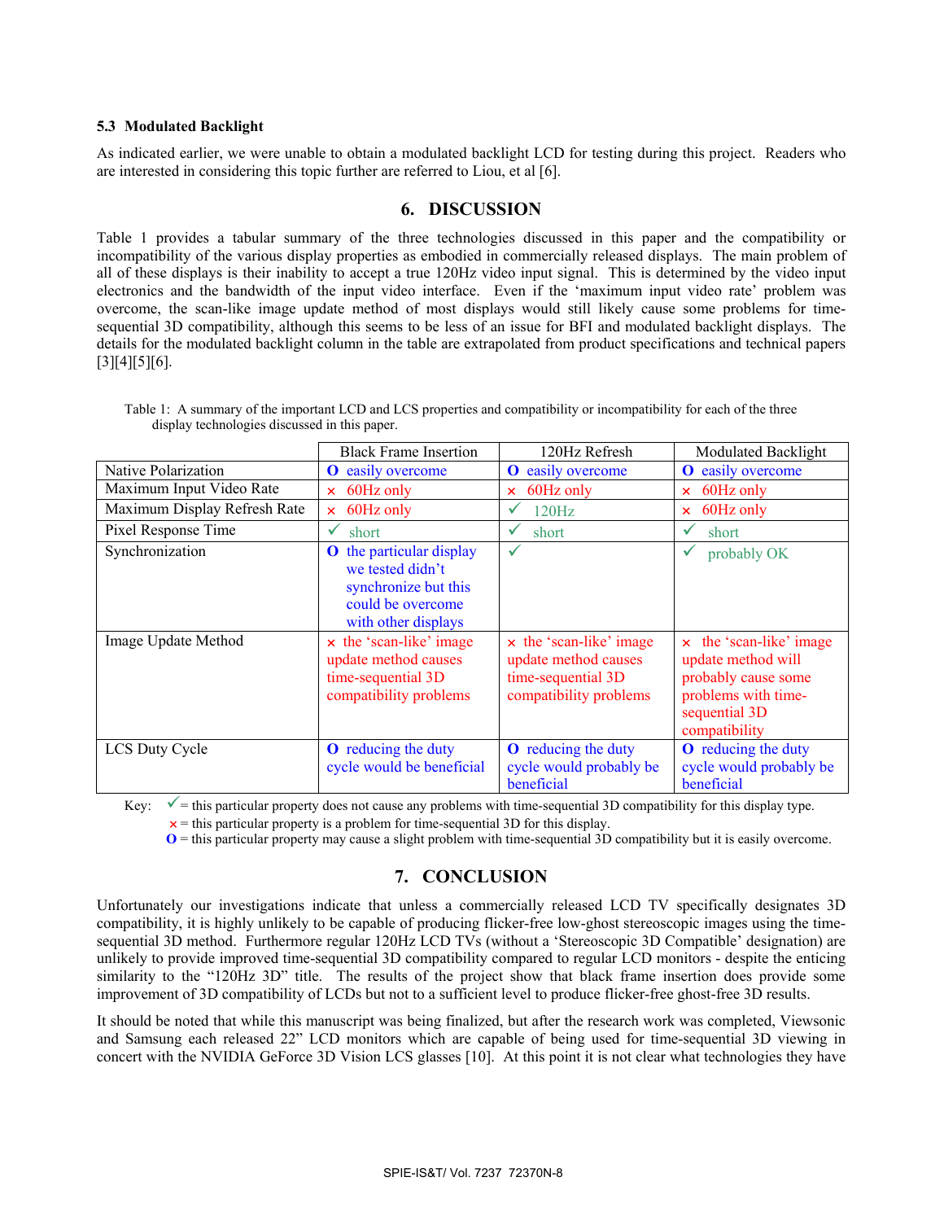### 5.3 Modulated Backlight

As indicated earlier, we were unable to obtain a modulated backlight LCD for testing during this project. Readers who are interested in considering this topic further are referred to Liou, et al [6].

## 6. DISCUSSION

Table 1 provides a tabular summary of the three technologies discussed in this paper and the compatibility or incompatibility of the various display properties as embodied in commercially released displays. The main problem of all of these displays is their inability to accept a true 120Hz video input signal. This is determined by the video input electronics and the bandwidth of the input video interface. Even if the 'maximum input video rate' problem was overcome, the scan-like image update method of most displays would still likely cause some problems for time-sequential 3D compatibility, although this seems to be less of an issue for BFI and modulated backlight displays. The details for the modulated backlight column in the table are extrapolated from product specifications and technical papers [3][4][5][6].

Table 1: A summary of the important LCD and LCS properties and compatibility or incompatibility for each of the three display technologies discussed in this paper.

| | Black Frame Insertion | 120Hz Refresh | Modulated Backlight |
|---|---|---|---|
| Native Polarization | O easily overcome | O easily overcome | O easily overcome |
| Maximum Input Video Rate | × 60Hz only | × 60Hz only | × 60Hz only |
| Maximum Display Refresh Rate | × 60Hz only | ✓ 120Hz | × 60Hz only |
| Pixel Response Time | ✓ short | ✓ short | ✓ short |
| Synchronization | O the particular display we tested didn't synchronize but this could be overcome with other displays | ✓ | ✓ probably OK |
| Image Update Method | × the 'scan-like' image update method causes time-sequential 3D compatibility problems | × the 'scan-like' image update method causes time-sequential 3D compatibility problems | × the 'scan-like' image update method will probably cause some problems with time-sequential 3D compatibility |
| LCS Duty Cycle | O reducing the duty cycle would be beneficial | O reducing the duty cycle would probably be beneficial | O reducing the duty cycle would probably be beneficial |

Key: ✓ = this particular property does not cause any problems with time-sequential 3D compatibility for this display type.
× = this particular property is a problem for time-sequential 3D for this display.
O = this particular property may cause a slight problem with time-sequential 3D compatibility but it is easily overcome.

## 7. CONCLUSION

Unfortunately our investigations indicate that unless a commercially released LCD TV specifically designates 3D compatibility, it is highly unlikely to be capable of producing flicker-free low-ghost stereoscopic images using the time-sequential 3D method. Furthermore regular 120Hz LCD TVs (without a 'Stereoscopic 3D Compatible' designation) are unlikely to provide improved time-sequential 3D compatibility compared to regular LCD monitors - despite the enticing similarity to the "120Hz 3D" title. The results of the project show that black frame insertion does provide some improvement of 3D compatibility of LCDs but not to a sufficient level to produce flicker-free ghost-free 3D results.

It should be noted that while this manuscript was being finalized, but after the research work was completed, Viewsonic and Samsung each released 22" LCD monitors which are capable of being used for time-sequential 3D viewing in concert with the NVIDIA GeForce 3D Vision LCS glasses [10]. At this point it is not clear what technologies they have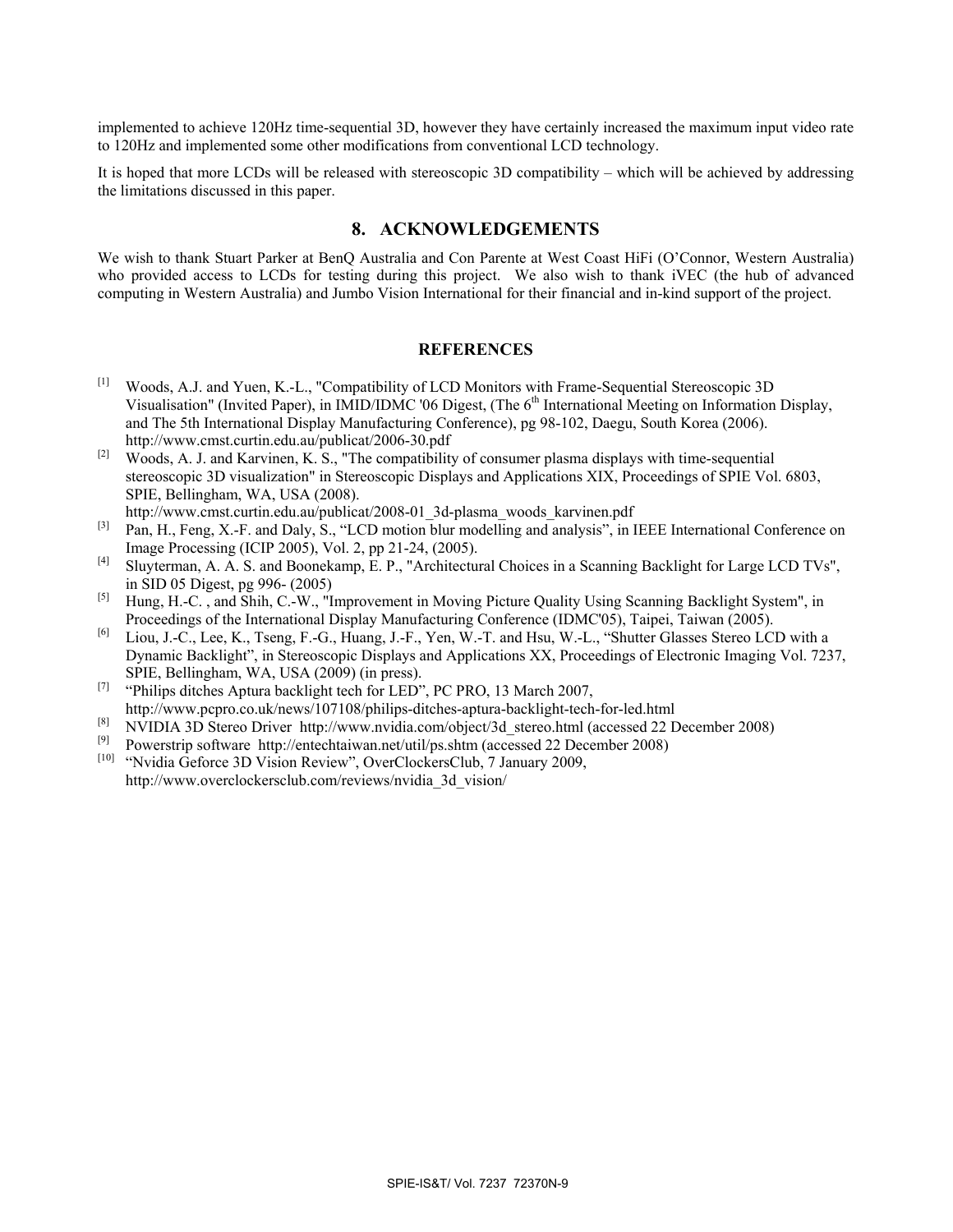implemented to achieve 120Hz time-sequential 3D, however they have certainly increased the maximum input video rate to 120Hz and implemented some other modifications from conventional LCD technology.

It is hoped that more LCDs will be released with stereoscopic 3D compatibility – which will be achieved by addressing the limitations discussed in this paper.

## 8. ACKNOWLEDGEMENTS

We wish to thank Stuart Parker at BenQ Australia and Con Parente at West Coast HiFi (O'Connor, Western Australia) who provided access to LCDs for testing during this project. We also wish to thank iVEC (the hub of advanced computing in Western Australia) and Jumbo Vision International for their financial and in-kind support of the project.

## REFERENCES

[1] Woods, A.J. and Yuen, K.-L., "Compatibility of LCD Monitors with Frame-Sequential Stereoscopic 3D Visualisation" (Invited Paper), in IMID/IDMC '06 Digest, (The 6th International Meeting on Information Display, and The 5th International Display Manufacturing Conference), pg 98-102, Daegu, South Korea (2006). http://www.cmst.curtin.edu.au/publicat/2006-30.pdf

[2] Woods, A. J. and Karvinen, K. S., "The compatibility of consumer plasma displays with time-sequential stereoscopic 3D visualization" in Stereoscopic Displays and Applications XIX, Proceedings of SPIE Vol. 6803, SPIE, Bellingham, WA, USA (2008). http://www.cmst.curtin.edu.au/publicat/2008-01_3d-plasma_woods_karvinen.pdf

[3] Pan, H., Feng, X.-F. and Daly, S., "LCD motion blur modelling and analysis", in IEEE International Conference on Image Processing (ICIP 2005), Vol. 2, pp 21-24, (2005).

[4] Sluyterman, A. A. S. and Boonekamp, E. P., "Architectural Choices in a Scanning Backlight for Large LCD TVs", in SID 05 Digest, pg 996- (2005)

[5] Hung, H.-C. , and Shih, C.-W., "Improvement in Moving Picture Quality Using Scanning Backlight System", in Proceedings of the International Display Manufacturing Conference (IDMC'05), Taipei, Taiwan (2005).

[6] Liou, J.-C., Lee, K., Tseng, F.-G., Huang, J.-F., Yen, W.-T. and Hsu, W.-L., "Shutter Glasses Stereo LCD with a Dynamic Backlight", in Stereoscopic Displays and Applications XX, Proceedings of Electronic Imaging Vol. 7237, SPIE, Bellingham, WA, USA (2009) (in press).

[7] "Philips ditches Aptura backlight tech for LED", PC PRO, 13 March 2007, http://www.pcpro.co.uk/news/107108/philips-ditches-aptura-backlight-tech-for-led.html

[8] NVIDIA 3D Stereo Driver http://www.nvidia.com/object/3d_stereo.html (accessed 22 December 2008)

[9] Powerstrip software http://entechtaiwan.net/util/ps.shtm (accessed 22 December 2008)

[10] "Nvidia Geforce 3D Vision Review", OverClockersClub, 7 January 2009, http://www.overclockersclub.com/reviews/nvidia_3d_vision/